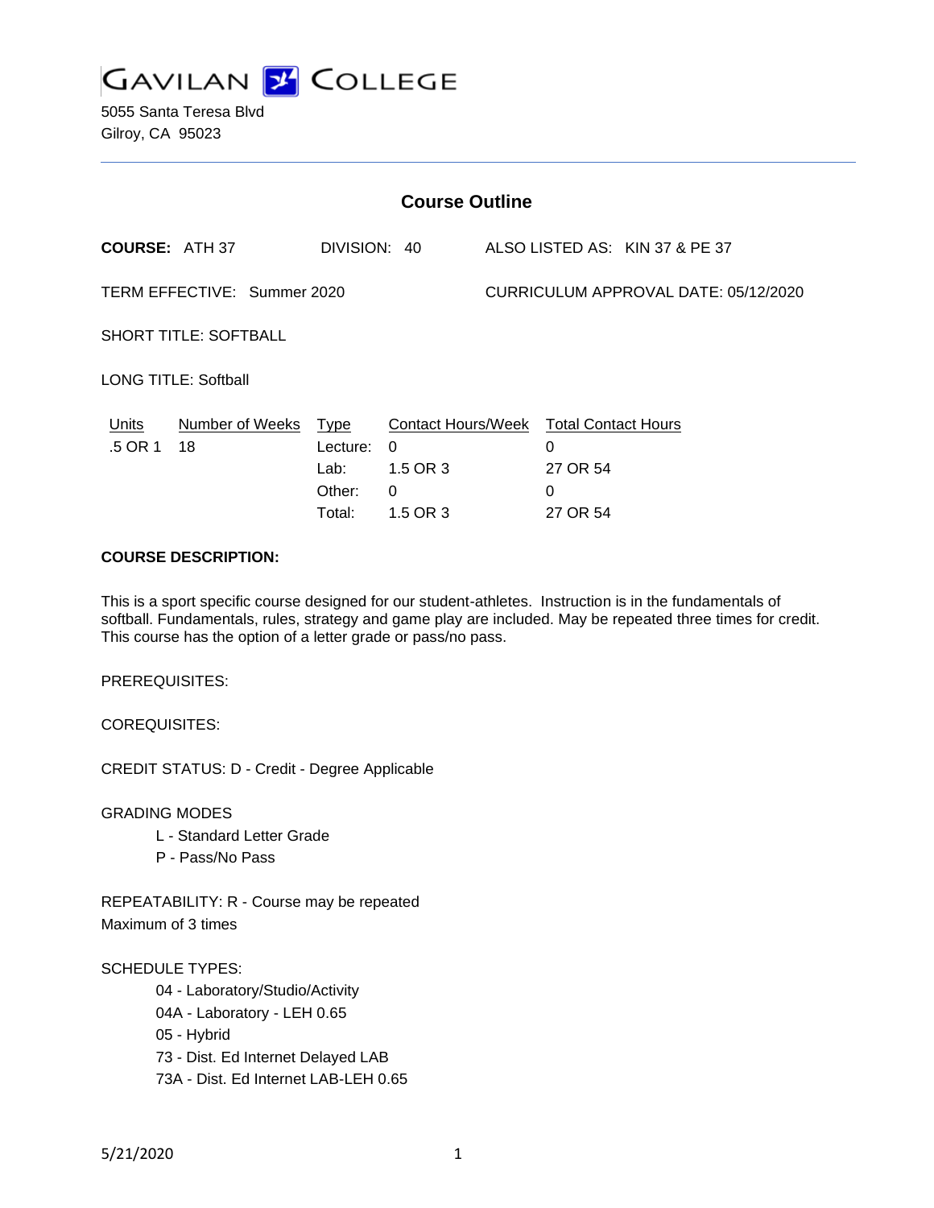# GAVILAN COLLEGE

5055 Santa Teresa Blvd
Gilroy, CA 95023

## Course Outline

**COURSE:** ATH 37 DIVISION: 40 ALSO LISTED AS: KIN 37 & PE 37

TERM EFFECTIVE: Summer 2020 CURRICULUM APPROVAL DATE: 05/12/2020

SHORT TITLE: SOFTBALL

LONG TITLE: Softball

| Units | Number of Weeks | Type | Contact Hours/Week | Total Contact Hours |
|---|---|---|---|---|
| .5 OR 1 | 18 | Lecture: | 0 | 0 |
| | | Lab: | 1.5 OR 3 | 27 OR 54 |
| | | Other: | 0 | 0 |
| | | Total: | 1.5 OR 3 | 27 OR 54 |

**COURSE DESCRIPTION:**

This is a sport specific course designed for our student-athletes. Instruction is in the fundamentals of softball. Fundamentals, rules, strategy and game play are included. May be repeated three times for credit. This course has the option of a letter grade or pass/no pass.

PREREQUISITES:

COREQUISITES:

CREDIT STATUS: D - Credit - Degree Applicable

GRADING MODES
- L - Standard Letter Grade
- P - Pass/No Pass

REPEATABILITY: R - Course may be repeated
Maximum of 3 times

SCHEDULE TYPES:
- 04 - Laboratory/Studio/Activity
- 04A - Laboratory - LEH 0.65
- 05 - Hybrid
- 73 - Dist. Ed Internet Delayed LAB
- 73A - Dist. Ed Internet LAB-LEH 0.65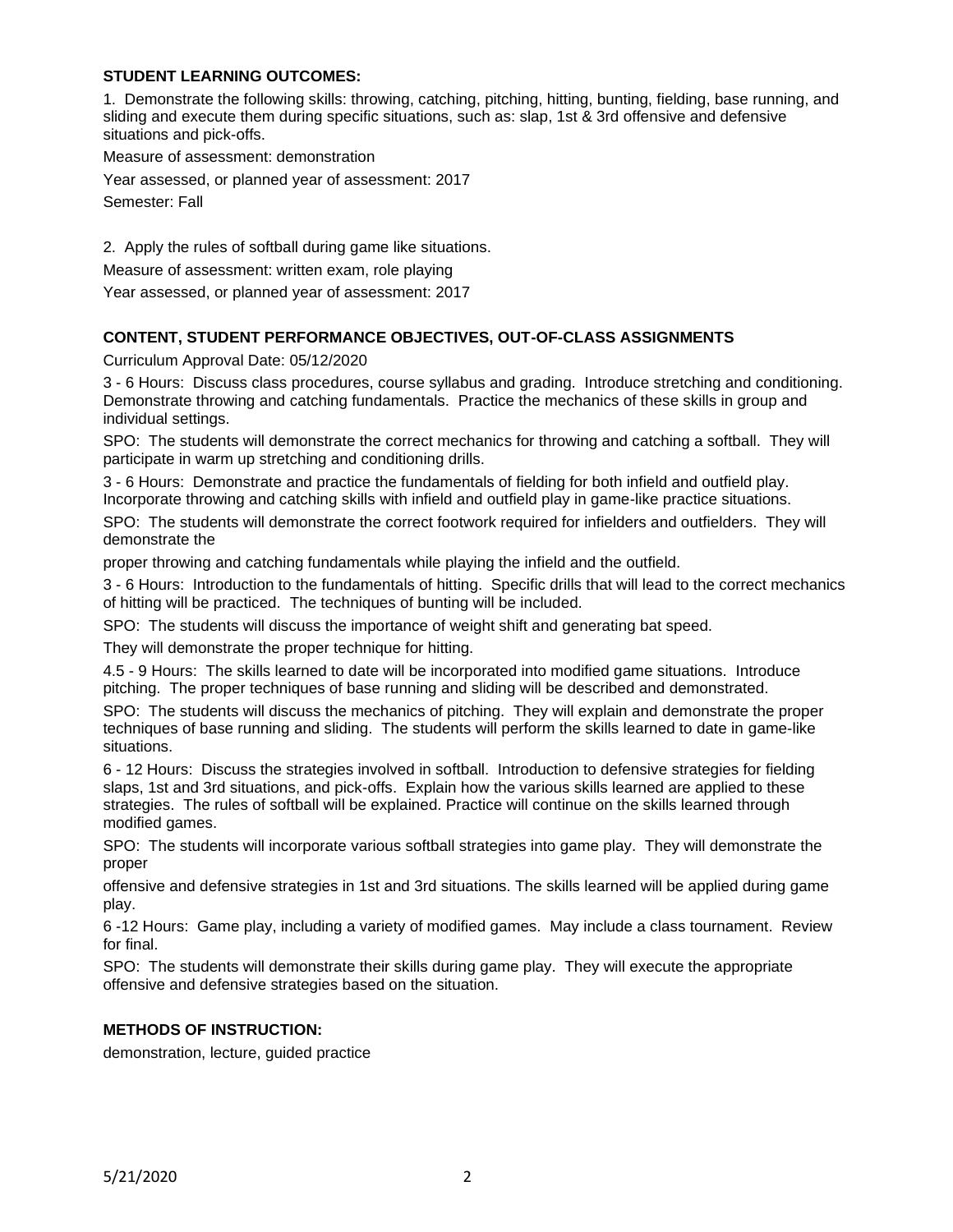## STUDENT LEARNING OUTCOMES:

1. Demonstrate the following skills: throwing, catching, pitching, hitting, bunting, fielding, base running, and sliding and execute them during specific situations, such as: slap, 1st & 3rd offensive and defensive situations and pick-offs.

Measure of assessment: demonstration

Year assessed, or planned year of assessment: 2017

Semester: Fall

2. Apply the rules of softball during game like situations.

Measure of assessment: written exam, role playing

Year assessed, or planned year of assessment: 2017

## CONTENT, STUDENT PERFORMANCE OBJECTIVES, OUT-OF-CLASS ASSIGNMENTS

Curriculum Approval Date: 05/12/2020

3 - 6 Hours: Discuss class procedures, course syllabus and grading. Introduce stretching and conditioning. Demonstrate throwing and catching fundamentals. Practice the mechanics of these skills in group and individual settings.

SPO: The students will demonstrate the correct mechanics for throwing and catching a softball. They will participate in warm up stretching and conditioning drills.

3 - 6 Hours: Demonstrate and practice the fundamentals of fielding for both infield and outfield play. Incorporate throwing and catching skills with infield and outfield play in game-like practice situations.

SPO: The students will demonstrate the correct footwork required for infielders and outfielders. They will demonstrate the

proper throwing and catching fundamentals while playing the infield and the outfield.

3 - 6 Hours: Introduction to the fundamentals of hitting. Specific drills that will lead to the correct mechanics of hitting will be practiced. The techniques of bunting will be included.

SPO: The students will discuss the importance of weight shift and generating bat speed.

They will demonstrate the proper technique for hitting.

4.5 - 9 Hours: The skills learned to date will be incorporated into modified game situations. Introduce pitching. The proper techniques of base running and sliding will be described and demonstrated.

SPO: The students will discuss the mechanics of pitching. They will explain and demonstrate the proper techniques of base running and sliding. The students will perform the skills learned to date in game-like situations.

6 - 12 Hours: Discuss the strategies involved in softball. Introduction to defensive strategies for fielding slaps, 1st and 3rd situations, and pick-offs. Explain how the various skills learned are applied to these strategies. The rules of softball will be explained. Practice will continue on the skills learned through modified games.

SPO: The students will incorporate various softball strategies into game play. They will demonstrate the proper

offensive and defensive strategies in 1st and 3rd situations. The skills learned will be applied during game play.

6 -12 Hours: Game play, including a variety of modified games. May include a class tournament. Review for final.

SPO: The students will demonstrate their skills during game play. They will execute the appropriate offensive and defensive strategies based on the situation.

## METHODS OF INSTRUCTION:

demonstration, lecture, guided practice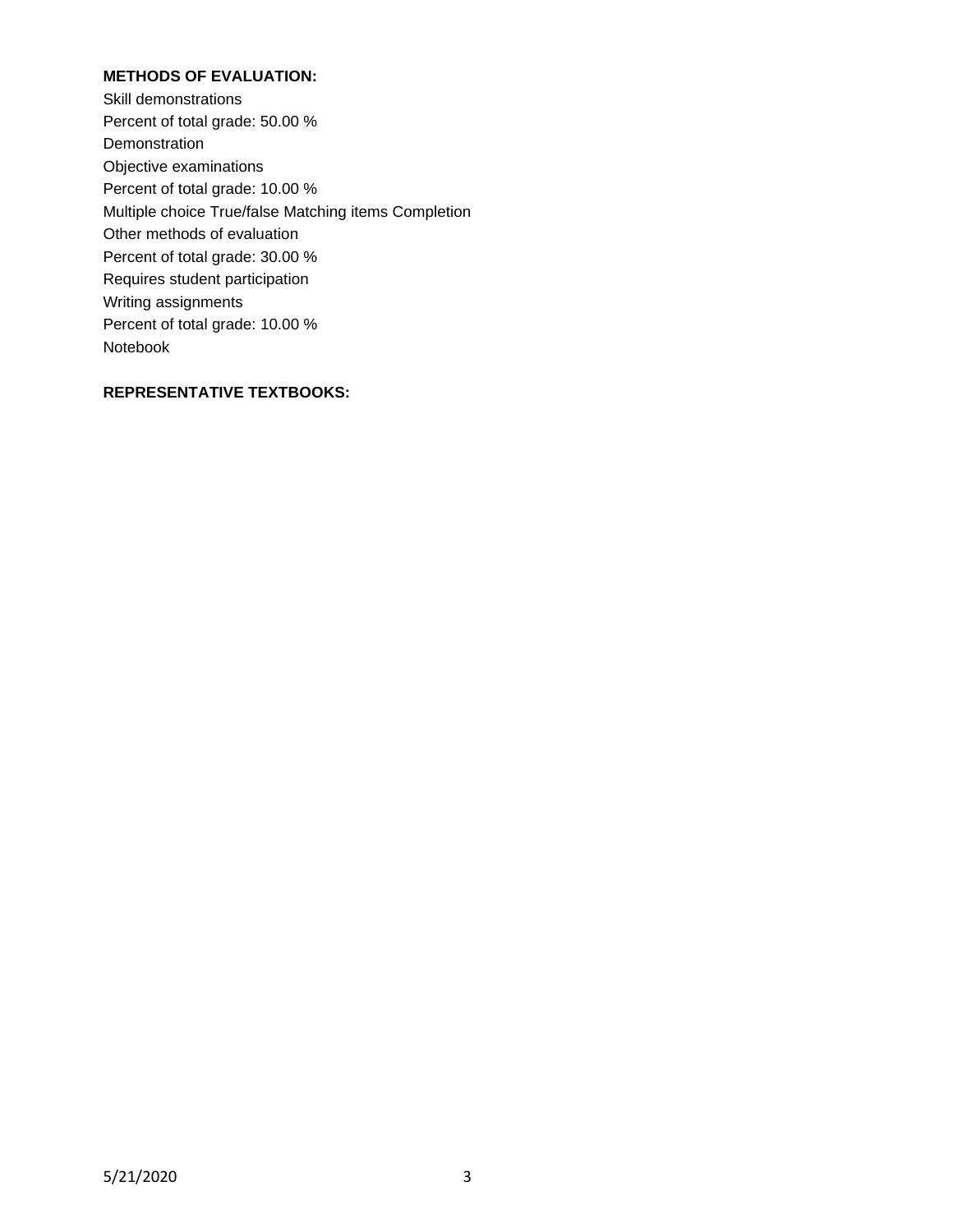**METHODS OF EVALUATION:**

Skill demonstrations
Percent of total grade: 50.00 %
Demonstration
Objective examinations
Percent of total grade: 10.00 %
Multiple choice True/false Matching items Completion
Other methods of evaluation
Percent of total grade: 30.00 %
Requires student participation
Writing assignments
Percent of total grade: 10.00 %
Notebook

**REPRESENTATIVE TEXTBOOKS:**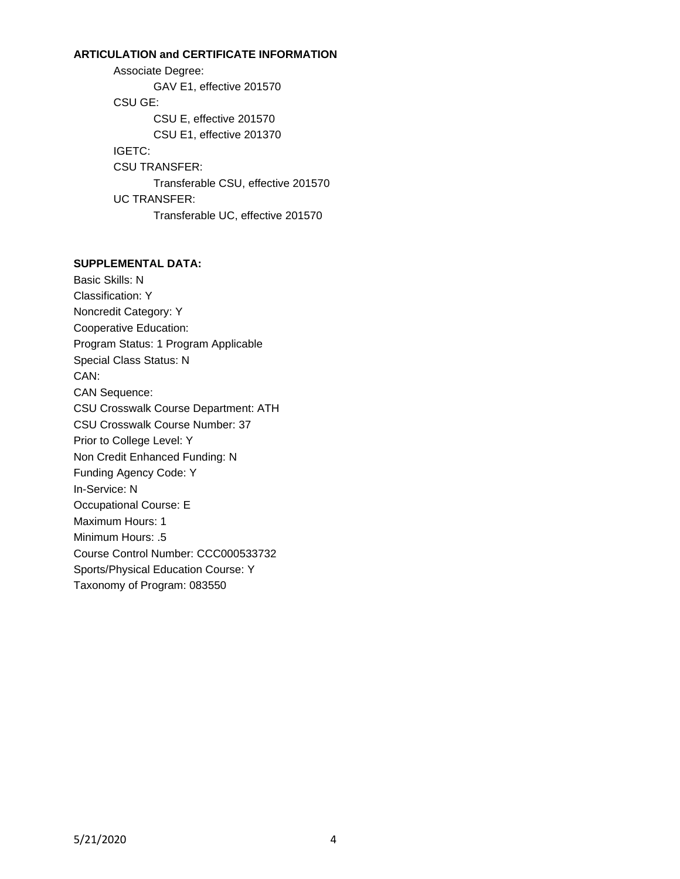**ARTICULATION and CERTIFICATE INFORMATION**

Associate Degree:

GAV E1, effective 201570

CSU GE:

CSU E, effective 201570

CSU E1, effective 201370

IGETC:

CSU TRANSFER:

Transferable CSU, effective 201570

UC TRANSFER:

Transferable UC, effective 201570

**SUPPLEMENTAL DATA:**

Basic Skills: N
Classification: Y
Noncredit Category: Y
Cooperative Education:
Program Status: 1 Program Applicable
Special Class Status: N
CAN:
CAN Sequence:
CSU Crosswalk Course Department: ATH
CSU Crosswalk Course Number: 37
Prior to College Level: Y
Non Credit Enhanced Funding: N
Funding Agency Code: Y
In-Service: N
Occupational Course: E
Maximum Hours: 1
Minimum Hours: .5
Course Control Number: CCC000533732
Sports/Physical Education Course: Y
Taxonomy of Program: 083550